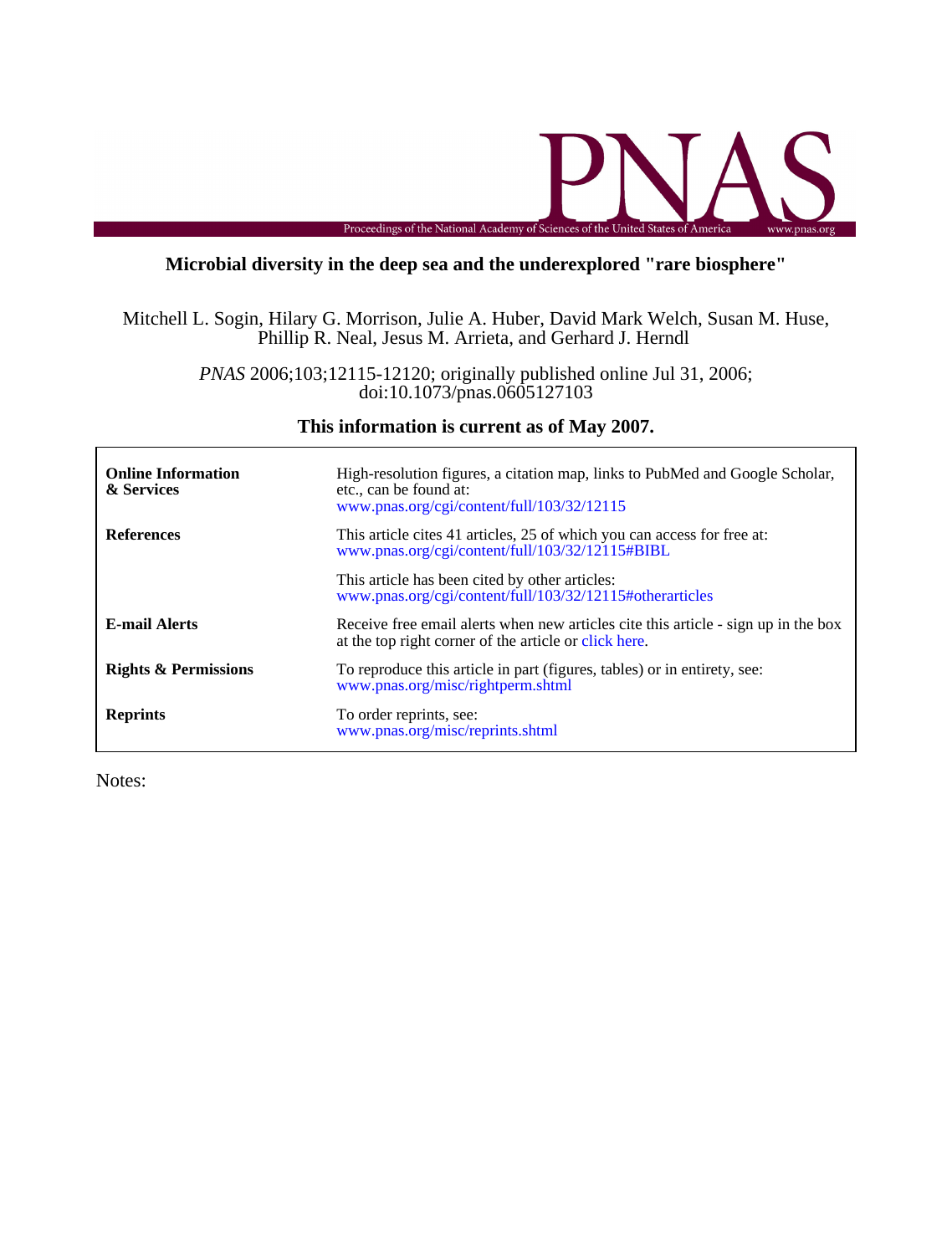**Microbial diversity in the deep sea and the underexplored "rare biosphere"**

Mitchell L. Sogin, Hilary G. Morrison, Julie A. Huber, David Mark Welch, Susan M. Huse, Phillip R. Neal, Jesus M. Arrieta, and Gerhard J. Herndl

*PNAS* 2006;103;12115-12120; originally published online Jul 31, 2006;
doi:10.1073/pnas.0605127103

**This information is current as of May 2007.**

| | |
|---|---|
| **Online Information & Services** | High-resolution figures, a citation map, links to PubMed and Google Scholar, etc., can be found at: www.pnas.org/cgi/content/full/103/32/12115 |
| **References** | This article cites 41 articles, 25 of which you can access for free at: www.pnas.org/cgi/content/full/103/32/12115#BIBL |
| | This article has been cited by other articles: www.pnas.org/cgi/content/full/103/32/12115#otherarticles |
| **E-mail Alerts** | Receive free email alerts when new articles cite this article - sign up in the box at the top right corner of the article or click here. |
| **Rights & Permissions** | To reproduce this article in part (figures, tables) or in entirety, see: www.pnas.org/misc/rightperm.shtml |
| **Reprints** | To order reprints, see: www.pnas.org/misc/reprints.shtml |

Notes: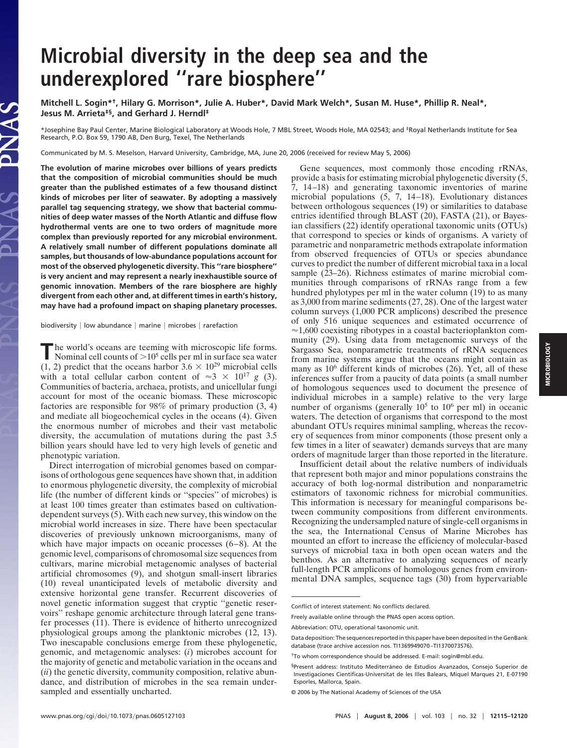# Microbial diversity in the deep sea and the underexplored "rare biosphere"

Mitchell L. Sogin*†, Hilary G. Morrison*, Julie A. Huber*, David Mark Welch*, Susan M. Huse*, Phillip R. Neal*, Jesus M. Arrieta‡§, and Gerhard J. Herndl‡

*Josephine Bay Paul Center, Marine Biological Laboratory at Woods Hole, 7 MBL Street, Woods Hole, MA 02543; and ‡Royal Netherlands Institute for Sea Research, P.O. Box 59, 1790 AB, Den Burg, Texel, The Netherlands

Communicated by M. S. Meselson, Harvard University, Cambridge, MA, June 20, 2006 (received for review May 5, 2006)

**The evolution of marine microbes over billions of years predicts that the composition of microbial communities should be much greater than the published estimates of a few thousand distinct kinds of microbes per liter of seawater. By adopting a massively parallel tag sequencing strategy, we show that bacterial communities of deep water masses of the North Atlantic and diffuse flow hydrothermal vents are one to two orders of magnitude more complex than previously reported for any microbial environment. A relatively small number of different populations dominate all samples, but thousands of low-abundance populations account for most of the observed phylogenetic diversity. This "rare biosphere" is very ancient and may represent a nearly inexhaustible source of genomic innovation. Members of the rare biosphere are highly divergent from each other and, at different times in earth's history, may have had a profound impact on shaping planetary processes.**

biodiversity | low abundance | marine | microbes | rarefaction

The world's oceans are teeming with microscopic life forms. Nominal cell counts of $>10^5$ cells per ml in surface sea water (1, 2) predict that the oceans harbor $3.6 \times 10^{29}$ microbial cells with a total cellular carbon content of $\approx 3 \times 10^{17}$ *g* (3). Communities of bacteria, archaea, protists, and unicellular fungi account for most of the oceanic biomass. These microscopic factories are responsible for 98% of primary production (3, 4) and mediate all biogeochemical cycles in the oceans (4). Given the enormous number of microbes and their vast metabolic diversity, the accumulation of mutations during the past 3.5 billion years should have led to very high levels of genetic and phenotypic variation.

Direct interrogation of microbial genomes based on comparisons of orthologous gene sequences have shown that, in addition to enormous phylogenetic diversity, the complexity of microbial life (the number of different kinds or "species" of microbes) is at least 100 times greater than estimates based on cultivation-dependent surveys (5). With each new survey, this window on the microbial world increases in size. There have been spectacular discoveries of previously unknown microorganisms, many of which have major impacts on oceanic processes (6–8). At the genomic level, comparisons of chromosomal size sequences from cultivars, marine microbial metagenomic analyses of bacterial artificial chromosomes (9), and shotgun small-insert libraries (10) reveal unanticipated levels of metabolic diversity and extensive horizontal gene transfer. Recurrent discoveries of novel genetic information suggest that cryptic "genetic reservoirs" reshape genomic architecture through lateral gene transfer processes (11). There is evidence of hitherto unrecognized physiological groups among the planktonic microbes (12, 13). Two inescapable conclusions emerge from these phylogenetic, genomic, and metagenomic analyses: (*i*) microbes account for the majority of genetic and metabolic variation in the oceans and (*ii*) the genetic diversity, community composition, relative abundance, and distribution of microbes in the sea remain undersampled and essentially uncharted.

Gene sequences, most commonly those encoding rRNAs, provide a basis for estimating microbial phylogenetic diversity (5, 7, 14–18) and generating taxonomic inventories of marine microbial populations (5, 7, 14–18). Evolutionary distances between orthologous sequences (19) or similarities to database entries identified through BLAST (20), FASTA (21), or Bayesian classifiers (22) identify operational taxonomic units (OTUs) that correspond to species or kinds of organisms. A variety of parametric and nonparametric methods extrapolate information from observed frequencies of OTUs or species abundance curves to predict the number of different microbial taxa in a local sample (23–26). Richness estimates of marine microbial communities through comparisons of rRNAs range from a few hundred phylotypes per ml in the water column (19) to as many as 3,000 from marine sediments (27, 28). One of the largest water column surveys (1,000 PCR amplicons) described the presence of only 516 unique sequences and estimated occurrence of $\approx$1,600 coexisting ribotypes in a coastal bacterioplankton community (29). Using data from metagenomic surveys of the Sargasso Sea, nonparametric treatments of rRNA sequences from marine systems argue that the oceans might contain as many as $10^6$ different kinds of microbes (26). Yet, all of these inferences suffer from a paucity of data points (a small number of homologous sequences used to document the presence of individual microbes in a sample) relative to the very large number of organisms (generally $10^5$ to $10^6$ per ml) in oceanic waters. The detection of organisms that correspond to the most abundant OTUs requires minimal sampling, whereas the recovery of sequences from minor components (those present only a few times in a liter of seawater) demands surveys that are many orders of magnitude larger than those reported in the literature.

Insufficient detail about the relative numbers of individuals that represent both major and minor populations constrains the accuracy of both log-normal distribution and nonparametric estimators of taxonomic richness for microbial communities. This information is necessary for meaningful comparisons between community compositions from different environments. Recognizing the undersampled nature of single-cell organisms in the sea, the International Census of Marine Microbes has mounted an effort to increase the efficiency of molecular-based surveys of microbial taxa in both open ocean waters and the benthos. As an alternative to analyzing sequences of nearly full-length PCR amplicons of homologous genes from environmental DNA samples, sequence tags (30) from hypervariable

Conflict of interest statement: No conflicts declared.

Freely available online through the PNAS open access option.

Abbreviation: OTU, operational taxonomic unit.

Data deposition: The sequences reported in this paper have been deposited in the GenBank database (trace archive accession nos. TI1369949070–TI1370073576).

†To whom correspondence should be addressed. E-mail: sogin@mbl.edu.

§Present address: Instituto Mediterráneo de Estudios Avanzados, Consejo Superior de Investigaciones Científicas-Universitat de les Illes Balears, Miquel Marques 21, E-07190 Esporles, Mallorca, Spain.

© 2006 by The National Academy of Sciences of the USA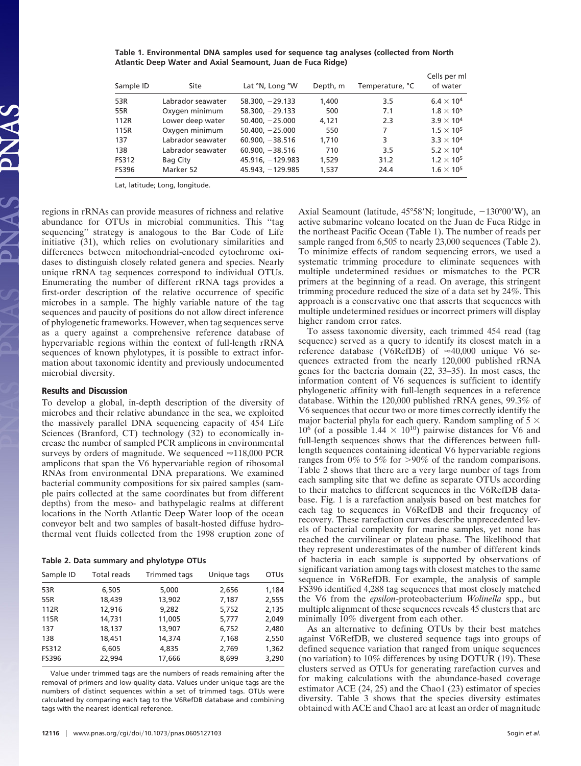**Table 1. Environmental DNA samples used for sequence tag analyses (collected from North Atlantic Deep Water and Axial Seamount, Juan de Fuca Ridge)**

| Sample ID | Site | Lat °N, Long °W | Depth, m | Temperature, °C | Cells per ml of water |
|---|---|---|---|---|---|
| 53R | Labrador seawater | 58.300, −29.133 | 1,400 | 3.5 | $6.4 \times 10^4$ |
| 55R | Oxygen minimum | 58.300, −29.133 | 500 | 7.1 | $1.8 \times 10^5$ |
| 112R | Lower deep water | 50.400, −25.000 | 4,121 | 2.3 | $3.9 \times 10^4$ |
| 115R | Oxygen minimum | 50.400, −25.000 | 550 | 7 | $1.5 \times 10^5$ |
| 137 | Labrador seawater | 60.900, −38.516 | 1,710 | 3 | $3.3 \times 10^4$ |
| 138 | Labrador seawater | 60.900, −38.516 | 710 | 3.5 | $5.2 \times 10^4$ |
| FS312 | Bag City | 45.916, −129.983 | 1,529 | 31.2 | $1.2 \times 10^5$ |
| FS396 | Marker 52 | 45.943, −129.985 | 1,537 | 24.4 | $1.6 \times 10^5$ |

Lat, latitude; Long, longitude.

regions in rRNAs can provide measures of richness and relative abundance for OTUs in microbial communities. This "tag sequencing" strategy is analogous to the Bar Code of Life initiative (31), which relies on evolutionary similarities and differences between mitochondrial-encoded cytochrome oxidases to distinguish closely related genera and species. Nearly unique rRNA tag sequences correspond to individual OTUs. Enumerating the number of different rRNA tags provides a first-order description of the relative occurrence of specific microbes in a sample. The highly variable nature of the tag sequences and paucity of positions do not allow direct inference of phylogenetic frameworks. However, when tag sequences serve as a query against a comprehensive reference database of hypervariable regions within the context of full-length rRNA sequences of known phylotypes, it is possible to extract information about taxonomic identity and previously undocumented microbial diversity.

## Results and Discussion

To develop a global, in-depth description of the diversity of microbes and their relative abundance in the sea, we exploited the massively parallel DNA sequencing capacity of 454 Life Sciences (Branford, CT) technology (32) to economically increase the number of sampled PCR amplicons in environmental surveys by orders of magnitude. We sequenced ≈118,000 PCR amplicons that span the V6 hypervariable region of ribosomal RNAs from environmental DNA preparations. We examined bacterial community compositions for six paired samples (sample pairs collected at the same coordinates but from different depths) from the meso- and bathypelagic realms at different locations in the North Atlantic Deep Water loop of the ocean conveyor belt and two samples of basalt-hosted diffuse hydrothermal vent fluids collected from the 1998 eruption zone of Axial Seamount (latitude, 45°58′N; longitude, −130°00′W), an active submarine volcano located on the Juan de Fuca Ridge in the northeast Pacific Ocean (Table 1). The number of reads per sample ranged from 6,505 to nearly 23,000 sequences (Table 2). To minimize effects of random sequencing errors, we used a systematic trimming procedure to eliminate sequences with multiple undetermined residues or mismatches to the PCR primers at the beginning of a read. On average, this stringent trimming procedure reduced the size of a data set by 24%. This approach is a conservative one that asserts that sequences with multiple undetermined residues or incorrect primers will display higher random error rates.

**Table 2. Data summary and phylotype OTUs**

| Sample ID | Total reads | Trimmed tags | Unique tags | OTUs |
|---|---|---|---|---|
| 53R | 6,505 | 5,000 | 2,656 | 1,184 |
| 55R | 18,439 | 13,902 | 7,187 | 2,555 |
| 112R | 12,916 | 9,282 | 5,752 | 2,135 |
| 115R | 14,731 | 11,005 | 5,777 | 2,049 |
| 137 | 18,137 | 13,907 | 6,752 | 2,480 |
| 138 | 18,451 | 14,374 | 7,168 | 2,550 |
| FS312 | 6,605 | 4,835 | 2,769 | 1,362 |
| FS396 | 22,994 | 17,666 | 8,699 | 3,290 |

Value under trimmed tags are the numbers of reads remaining after the removal of primers and low-quality data. Values under unique tags are the numbers of distinct sequences within a set of trimmed tags. OTUs were calculated by comparing each tag to the V6RefDB database and combining tags with the nearest identical reference.

To assess taxonomic diversity, each trimmed 454 read (tag sequence) served as a query to identify its closest match in a reference database (V6RefDB) of ≈40,000 unique V6 sequences extracted from the nearly 120,000 published rRNA genes for the bacteria domain (22, 33–35). In most cases, the information content of V6 sequences is sufficient to identify phylogenetic affinity with full-length sequences in a reference database. Within the 120,000 published rRNA genes, 99.3% of V6 sequences that occur two or more times correctly identify the major bacterial phyla for each query. Random sampling of $5 \times 10^6$ (of a possible $1.44 \times 10^{10}$) pairwise distances for V6 and full-length sequences shows that the differences between full-length sequences containing identical V6 hypervariable regions ranges from 0% to 5% for >90% of the random comparisons. Table 2 shows that there are a very large number of tags from each sampling site that we define as separate OTUs according to their matches to different sequences in the V6RefDB database. Fig. 1 is a rarefaction analysis based on best matches for each tag to sequences in V6RefDB and their frequency of recovery. These rarefaction curves describe unprecedented levels of bacterial complexity for marine samples, yet none has reached the curvilinear or plateau phase. The likelihood that they represent underestimates of the number of different kinds of bacteria in each sample is supported by observations of significant variation among tags with closest matches to the same sequence in V6RefDB. For example, the analysis of sample FS396 identified 4,288 tag sequences that most closely matched the V6 from the *epsilon*-proteobacterium *Wolinella* spp., but multiple alignment of these sequences reveals 45 clusters that are minimally 10% divergent from each other.

As an alternative to defining OTUs by their best matches against V6RefDB, we clustered sequence tags into groups of defined sequence variation that ranged from unique sequences (no variation) to 10% differences by using DOTUR (19). These clusters served as OTUs for generating rarefaction curves and for making calculations with the abundance-based coverage estimator ACE (24, 25) and the Chao1 (23) estimator of species diversity. Table 3 shows that the species diversity estimates obtained with ACE and Chao1 are at least an order of magnitude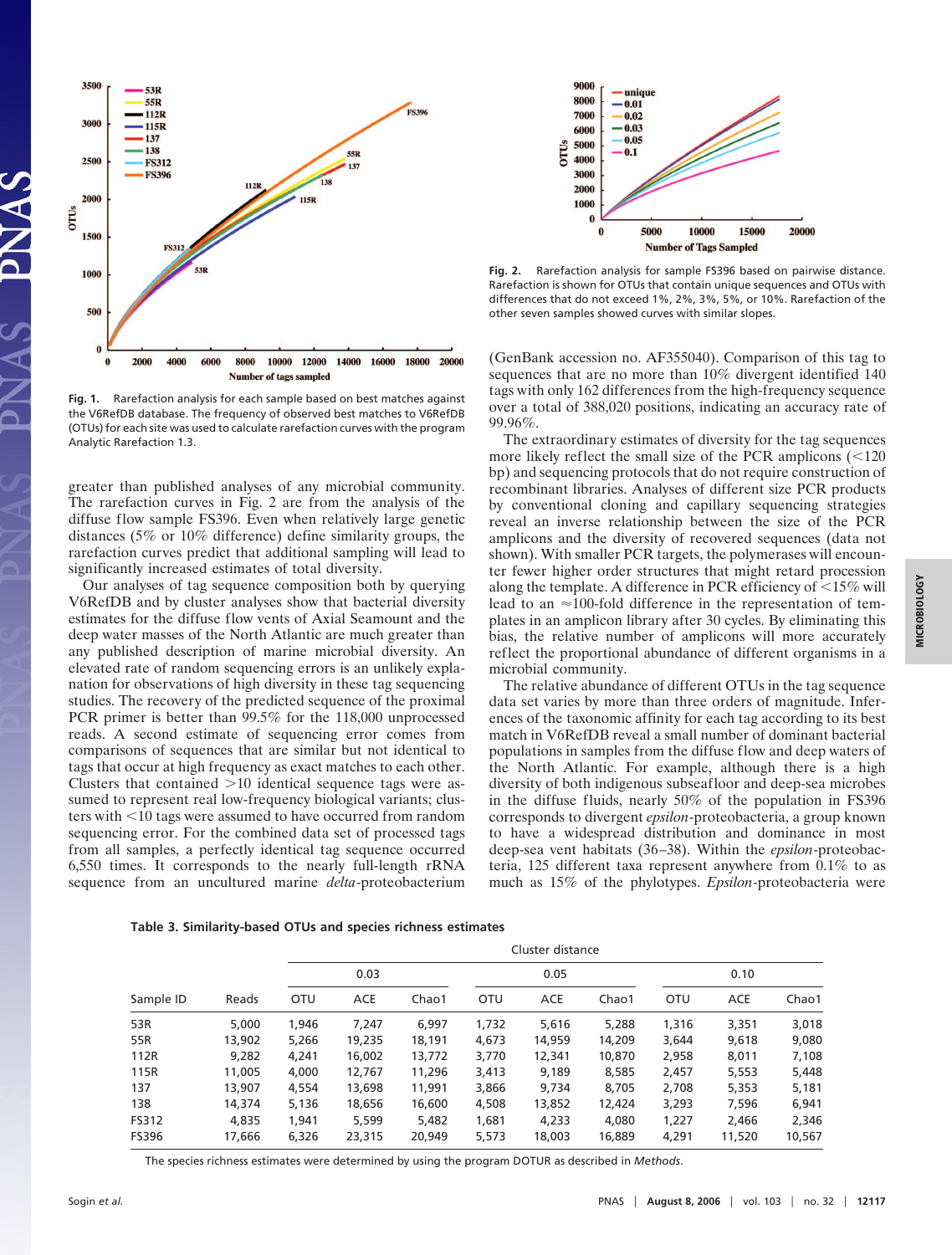Fig. 1. Rarefaction analysis for each sample based on best matches against the V6RefDB database. The frequency of observed best matches to V6RefDB (OTUs) for each site was used to calculate rarefaction curves with the program Analytic Rarefaction 1.3.

Fig. 2. Rarefaction analysis for sample FS396 based on pairwise distance. Rarefaction is shown for OTUs that contain unique sequences and OTUs with differences that do not exceed 1%, 2%, 3%, 5%, or 10%. Rarefaction of the other seven samples showed curves with similar slopes.

greater than published analyses of any microbial community. The rarefaction curves in Fig. 2 are from the analysis of the diffuse flow sample FS396. Even when relatively large genetic distances (5% or 10% difference) define similarity groups, the rarefaction curves predict that additional sampling will lead to significantly increased estimates of total diversity.

Our analyses of tag sequence composition both by querying V6RefDB and by cluster analyses show that bacterial diversity estimates for the diffuse flow vents of Axial Seamount and the deep water masses of the North Atlantic are much greater than any published description of marine microbial diversity. An elevated rate of random sequencing errors is an unlikely explanation for observations of high diversity in these tag sequencing studies. The recovery of the predicted sequence of the proximal PCR primer is better than 99.5% for the 118,000 unprocessed reads. A second estimate of sequencing error comes from comparisons of sequences that are similar but not identical to tags that occur at high frequency as exact matches to each other. Clusters that contained >10 identical sequence tags were assumed to represent real low-frequency biological variants; clusters with <10 tags were assumed to have occurred from random sequencing error. For the combined data set of processed tags from all samples, a perfectly identical tag sequence occurred 6,550 times. It corresponds to the nearly full-length rRNA sequence from an uncultured marine *delta*-proteobacterium (GenBank accession no. AF355040). Comparison of this tag to sequences that are no more than 10% divergent identified 140 tags with only 162 differences from the high-frequency sequence over a total of 388,020 positions, indicating an accuracy rate of 99.96%.

The extraordinary estimates of diversity for the tag sequences more likely reflect the small size of the PCR amplicons (<120 bp) and sequencing protocols that do not require construction of recombinant libraries. Analyses of different size PCR products by conventional cloning and capillary sequencing strategies reveal an inverse relationship between the size of the PCR amplicons and the diversity of recovered sequences (data not shown). With smaller PCR targets, the polymerases will encounter fewer higher order structures that might retard procession along the template. A difference in PCR efficiency of <15% will lead to an ≈100-fold difference in the representation of templates in an amplicon library after 30 cycles. By eliminating this bias, the relative number of amplicons will more accurately reflect the proportional abundance of different organisms in a microbial community.

The relative abundance of different OTUs in the tag sequence data set varies by more than three orders of magnitude. Inferences of the taxonomic affinity for each tag according to its best match in V6RefDB reveal a small number of dominant bacterial populations in samples from the diffuse flow and deep waters of the North Atlantic. For example, although there is a high diversity of both indigenous subseafloor and deep-sea microbes in the diffuse fluids, nearly 50% of the population in FS396 corresponds to divergent *epsilon*-proteobacteria, a group known to have a widespread distribution and dominance in most deep-sea vent habitats (36–38). Within the *epsilon*-proteobacteria, 125 different taxa represent anywhere from 0.1% to as much as 15% of the phylotypes. *Epsilon*-proteobacteria were

**Table 3. Similarity-based OTUs and species richness estimates**

| | | Cluster distance | | | | | | | | |
|---|---|---|---|---|---|---|---|---|---|---|
| | | 0.03 | | | 0.05 | | | 0.10 | | |
| Sample ID | Reads | OTU | ACE | Chao1 | OTU | ACE | Chao1 | OTU | ACE | Chao1 |
| 53R | 5,000 | 1,946 | 7,247 | 6,997 | 1,732 | 5,616 | 5,288 | 1,316 | 3,351 | 3,018 |
| 55R | 13,902 | 5,266 | 19,235 | 18,191 | 4,673 | 14,959 | 14,209 | 3,644 | 9,618 | 9,080 |
| 112R | 9,282 | 4,241 | 16,002 | 13,772 | 3,770 | 12,341 | 10,870 | 2,958 | 8,011 | 7,108 |
| 115R | 11,005 | 4,000 | 12,767 | 11,296 | 3,413 | 9,189 | 8,585 | 2,457 | 5,553 | 5,448 |
| 137 | 13,907 | 4,554 | 13,698 | 11,991 | 3,866 | 9,734 | 8,705 | 2,708 | 5,353 | 5,181 |
| 138 | 14,374 | 5,136 | 18,656 | 16,600 | 4,508 | 13,852 | 12,424 | 3,293 | 7,596 | 6,941 |
| FS312 | 4,835 | 1,941 | 5,599 | 5,482 | 1,681 | 4,233 | 4,080 | 1,227 | 2,466 | 2,346 |
| FS396 | 17,666 | 6,326 | 23,315 | 20,949 | 5,573 | 18,003 | 16,889 | 4,291 | 11,520 | 10,567 |

The species richness estimates were determined by using the program DOTUR as described in *Methods*.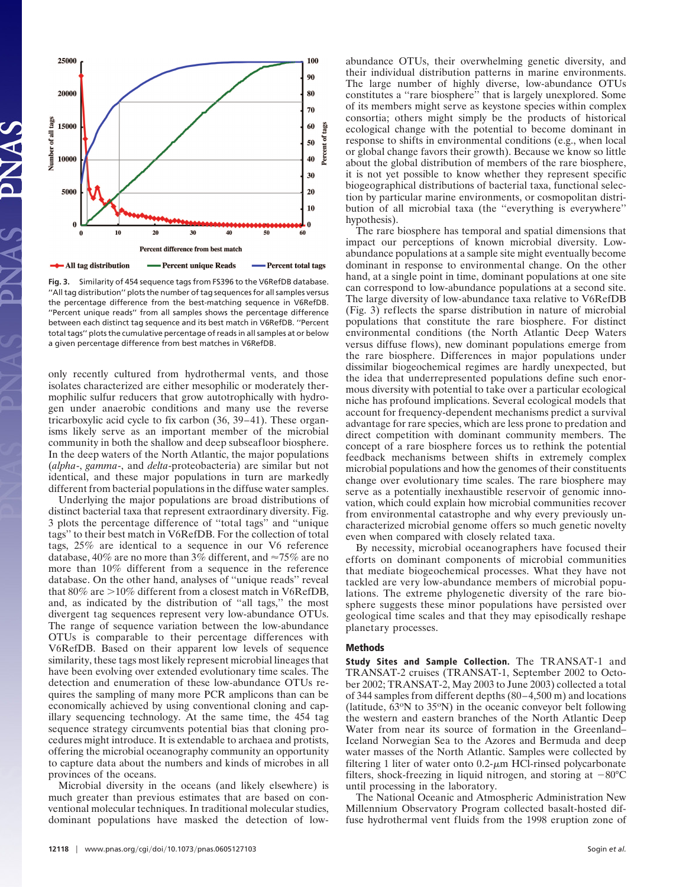**Fig. 3.** Similarity of 454 sequence tags from FS396 to the V6RefDB database. "All tag distribution" plots the number of tag sequences for all samples versus the percentage difference from the best-matching sequence in V6RefDB. "Percent unique reads" from all samples shows the percentage difference between each distinct tag sequence and its best match in V6RefDB. "Percent total tags" plots the cumulative percentage of reads in all samples at or below a given percentage difference from best matches in V6RefDB.

only recently cultured from hydrothermal vents, and those isolates characterized are either mesophilic or moderately thermophilic sulfur reducers that grow autotrophically with hydrogen under anaerobic conditions and many use the reverse tricarboxylic acid cycle to fix carbon (36, 39–41). These organisms likely serve as an important member of the microbial community in both the shallow and deep subseafloor biosphere. In the deep waters of the North Atlantic, the major populations (*alpha*-, *gamma*-, and *delta*-proteobacteria) are similar but not identical, and these major populations in turn are markedly different from bacterial populations in the diffuse water samples.

Underlying the major populations are broad distributions of distinct bacterial taxa that represent extraordinary diversity. Fig. 3 plots the percentage difference of "total tags" and "unique tags" to their best match in V6RefDB. For the collection of total tags, 25% are identical to a sequence in our V6 reference database, 40% are no more than 3% different, and ≈75% are no more than 10% different from a sequence in the reference database. On the other hand, analyses of "unique reads" reveal that 80% are >10% different from a closest match in V6RefDB, and, as indicated by the distribution of "all tags," the most divergent tag sequences represent very low-abundance OTUs. The range of sequence variation between the low-abundance OTUs is comparable to their percentage differences with V6RefDB. Based on their apparent low levels of sequence similarity, these tags most likely represent microbial lineages that have been evolving over extended evolutionary time scales. The detection and enumeration of these low-abundance OTUs requires the sampling of many more PCR amplicons than can be economically achieved by using conventional cloning and capillary sequencing technology. At the same time, the 454 tag sequence strategy circumvents potential bias that cloning procedures might introduce. It is extendable to archaea and protists, offering the microbial oceanography community an opportunity to capture data about the numbers and kinds of microbes in all provinces of the oceans.

Microbial diversity in the oceans (and likely elsewhere) is much greater than previous estimates that are based on conventional molecular techniques. In traditional molecular studies, dominant populations have masked the detection of low-abundance OTUs, their overwhelming genetic diversity, and their individual distribution patterns in marine environments. The large number of highly diverse, low-abundance OTUs constitutes a "rare biosphere" that is largely unexplored. Some of its members might serve as keystone species within complex consortia; others might simply be the products of historical ecological change with the potential to become dominant in response to shifts in environmental conditions (e.g., when local or global change favors their growth). Because we know so little about the global distribution of members of the rare biosphere, it is not yet possible to know whether they represent specific biogeographical distributions of bacterial taxa, functional selection by particular marine environments, or cosmopolitan distribution of all microbial taxa (the "everything is everywhere" hypothesis).

The rare biosphere has temporal and spatial dimensions that impact our perceptions of known microbial diversity. Low-abundance populations at a sample site might eventually become dominant in response to environmental change. On the other hand, at a single point in time, dominant populations at one site can correspond to low-abundance populations at a second site. The large diversity of low-abundance taxa relative to V6RefDB (Fig. 3) reflects the sparse distribution in nature of microbial populations that constitute the rare biosphere. For distinct environmental conditions (the North Atlantic Deep Waters versus diffuse flows), new dominant populations emerge from the rare biosphere. Differences in major populations under dissimilar biogeochemical regimes are hardly unexpected, but the idea that underrepresented populations define such enormous diversity with potential to take over a particular ecological niche has profound implications. Several ecological models that account for frequency-dependent mechanisms predict a survival advantage for rare species, which are less prone to predation and direct competition with dominant community members. The concept of a rare biosphere forces us to rethink the potential feedback mechanisms between shifts in extremely complex microbial populations and how the genomes of their constituents change over evolutionary time scales. The rare biosphere may serve as a potentially inexhaustible reservoir of genomic innovation, which could explain how microbial communities recover from environmental catastrophe and why every previously uncharacterized microbial genome offers so much genetic novelty even when compared with closely related taxa.

By necessity, microbial oceanographers have focused their efforts on dominant components of microbial communities that mediate biogeochemical processes. What they have not tackled are very low-abundance members of microbial populations. The extreme phylogenetic diversity of the rare biosphere suggests these minor populations have persisted over geological time scales and that they may episodically reshape planetary processes.

## Methods

**Study Sites and Sample Collection.** The TRANSAT-1 and TRANSAT-2 cruises (TRANSAT-1, September 2002 to October 2002; TRANSAT-2, May 2003 to June 2003) collected a total of 344 samples from different depths (80–4,500 m) and locations (latitude, 63°N to 35°N) in the oceanic conveyor belt following the western and eastern branches of the North Atlantic Deep Water from near its source of formation in the Greenland–Iceland Norwegian Sea to the Azores and Bermuda and deep water masses of the North Atlantic. Samples were collected by filtering 1 liter of water onto 0.2-μm HCl-rinsed polycarbonate filters, shock-freezing in liquid nitrogen, and storing at −80°C until processing in the laboratory.

The National Oceanic and Atmospheric Administration New Millennium Observatory Program collected basalt-hosted diffuse hydrothermal vent fluids from the 1998 eruption zone of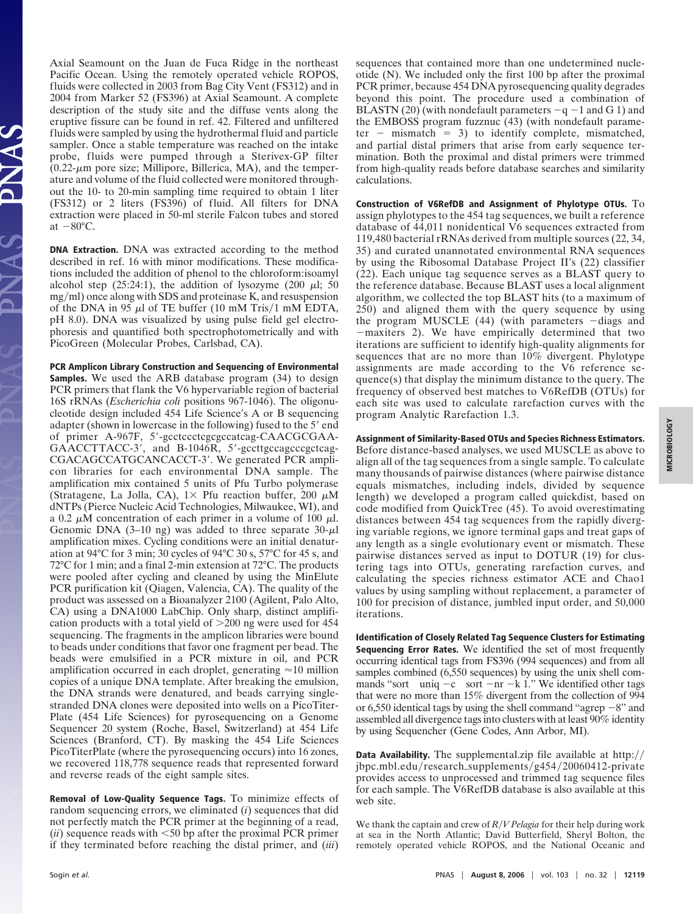Axial Seamount on the Juan de Fuca Ridge in the northeast Pacific Ocean. Using the remotely operated vehicle ROPOS, fluids were collected in 2003 from Bag City Vent (FS312) and in 2004 from Marker 52 (FS396) at Axial Seamount. A complete description of the study site and the diffuse vents along the eruptive fissure can be found in ref. 42. Filtered and unfiltered fluids were sampled by using the hydrothermal fluid and particle sampler. Once a stable temperature was reached on the intake probe, fluids were pumped through a Sterivex-GP filter (0.22-$\mu$m pore size; Millipore, Billerica, MA), and the temperature and volume of the fluid collected were monitored throughout the 10- to 20-min sampling time required to obtain 1 liter (FS312) or 2 liters (FS396) of fluid. All filters for DNA extraction were placed in 50-ml sterile Falcon tubes and stored at −80°C.

**DNA Extraction.** DNA was extracted according to the method described in ref. 16 with minor modifications. These modifications included the addition of phenol to the chloroform:isoamyl alcohol step (25:24:1), the addition of lysozyme (200 $\mu$l; 50 mg/ml) once along with SDS and proteinase K, and resuspension of the DNA in 95 $\mu$l of TE buffer (10 mM Tris/1 mM EDTA, pH 8.0). DNA was visualized by using pulse field gel electrophoresis and quantified both spectrophotometrically and with PicoGreen (Molecular Probes, Carlsbad, CA).

**PCR Amplicon Library Construction and Sequencing of Environmental Samples.** We used the ARB database program (34) to design PCR primers that flank the V6 hypervariable region of bacterial 16S rRNAs (*Escherichia coli* positions 967-1046). The oligonucleotide design included 454 Life Science's A or B sequencing adapter (shown in lowercase in the following) fused to the 5′ end of primer A-967F, 5′-gcctccctcgcgccatcag-CAACGCGAAGAACCTTACC-3′, and B-1046R, 5′-gccttgccagcccgctcag-CGACAGCCATGCANCACCT-3′. We generated PCR amplicon libraries for each environmental DNA sample. The amplification mix contained 5 units of Pfu Turbo polymerase (Stratagene, La Jolla, CA), 1× Pfu reaction buffer, 200 $\mu$M dNTPs (Pierce Nucleic Acid Technologies, Milwaukee, WI), and a 0.2 $\mu$M concentration of each primer in a volume of 100 $\mu$l. Genomic DNA (3–10 ng) was added to three separate 30-$\mu$l amplification mixes. Cycling conditions were an initial denaturation at 94°C for 3 min; 30 cycles of 94°C 30 s, 57°C for 45 s, and 72°C for 1 min; and a final 2-min extension at 72°C. The products were pooled after cycling and cleaned by using the MinElute PCR purification kit (Qiagen, Valencia, CA). The quality of the product was assessed on a Bioanalyzer 2100 (Agilent, Palo Alto, CA) using a DNA1000 LabChip. Only sharp, distinct amplification products with a total yield of >200 ng were used for 454 sequencing. The fragments in the amplicon libraries were bound to beads under conditions that favor one fragment per bead. The beads were emulsified in a PCR mixture in oil, and PCR amplification occurred in each droplet, generating ≈10 million copies of a unique DNA template. After breaking the emulsion, the DNA strands were denatured, and beads carrying single-stranded DNA clones were deposited into wells on a PicoTiterPlate (454 Life Sciences) for pyrosequencing on a Genome Sequencer 20 system (Roche, Basel, Switzerland) at 454 Life Sciences (Branford, CT). By masking the 454 Life Sciences PicoTiterPlate (where the pyrosequencing occurs) into 16 zones, we recovered 118,778 sequence reads that represented forward and reverse reads of the eight sample sites.

**Removal of Low-Quality Sequence Tags.** To minimize effects of random sequencing errors, we eliminated (*i*) sequences that did not perfectly match the PCR primer at the beginning of a read, (*ii*) sequence reads with <50 bp after the proximal PCR primer if they terminated before reaching the distal primer, and (*iii*) sequences that contained more than one undetermined nucleotide (N). We included only the first 100 bp after the proximal PCR primer, because 454 DNA pyrosequencing quality degrades beyond this point. The procedure used a combination of BLASTN (20) (with nondefault parameters −q −1 and G 1) and the EMBOSS program fuzznuc (43) (with nondefault parameter − mismatch = 3) to identify complete, mismatched, and partial distal primers that arise from early sequence termination. Both the proximal and distal primers were trimmed from high-quality reads before database searches and similarity calculations.

**Construction of V6RefDB and Assignment of Phylotype OTUs.** To assign phylotypes to the 454 tag sequences, we built a reference database of 44,011 nonidentical V6 sequences extracted from 119,480 bacterial rRNAs derived from multiple sources (22, 34, 35) and curated unannotated environmental RNA sequences by using the Ribosomal Database Project II's (22) classifier (22). Each unique tag sequence serves as a BLAST query to the reference database. Because BLAST uses a local alignment algorithm, we collected the top BLAST hits (to a maximum of 250) and aligned them with the query sequence by using the program MUSCLE (44) (with parameters −diags and −maxiters 2). We have empirically determined that two iterations are sufficient to identify high-quality alignments for sequences that are no more than 10% divergent. Phylotype assignments are made according to the V6 reference sequence(s) that display the minimum distance to the query. The frequency of observed best matches to V6RefDB (OTUs) for each site was used to calculate rarefaction curves with the program Analytic Rarefaction 1.3.

**Assignment of Similarity-Based OTUs and Species Richness Estimators.** Before distance-based analyses, we used MUSCLE as above to align all of the tag sequences from a single sample. To calculate many thousands of pairwise distances (where pairwise distance equals mismatches, including indels, divided by sequence length) we developed a program called quickdist, based on code modified from QuickTree (45). To avoid overestimating distances between 454 tag sequences from the rapidly diverging variable regions, we ignore terminal gaps and treat gaps of any length as a single evolutionary event or mismatch. These pairwise distances served as input to DOTUR (19) for clustering tags into OTUs, generating rarefaction curves, and calculating the species richness estimator ACE and Chao1 values by using sampling without replacement, a parameter of 100 for precision of distance, jumbled input order, and 50,000 iterations.

**Identification of Closely Related Tag Sequence Clusters for Estimating Sequencing Error Rates.** We identified the set of most frequently occurring identical tags from FS396 (994 sequences) and from all samples combined (6,550 sequences) by using the unix shell commands "sort uniq −c sort −nr −k 1." We identified other tags that were no more than 15% divergent from the collection of 994 or 6,550 identical tags by using the shell command "agrep −8" and assembled all divergence tags into clusters with at least 90% identity by using Sequencher (Gene Codes, Ann Arbor, MI).

**Data Availability.** The supplemental.zip file available at http://jbpc.mbl.edu/research_supplements/g454/20060412-private provides access to unprocessed and trimmed tag sequence files for each sample. The V6RefDB database is also available at this web site.

We thank the captain and crew of *R/V Pelagia* for their help during work at sea in the North Atlantic; David Butterfield, Sheryl Bolton, the remotely operated vehicle ROPOS, and the National Oceanic and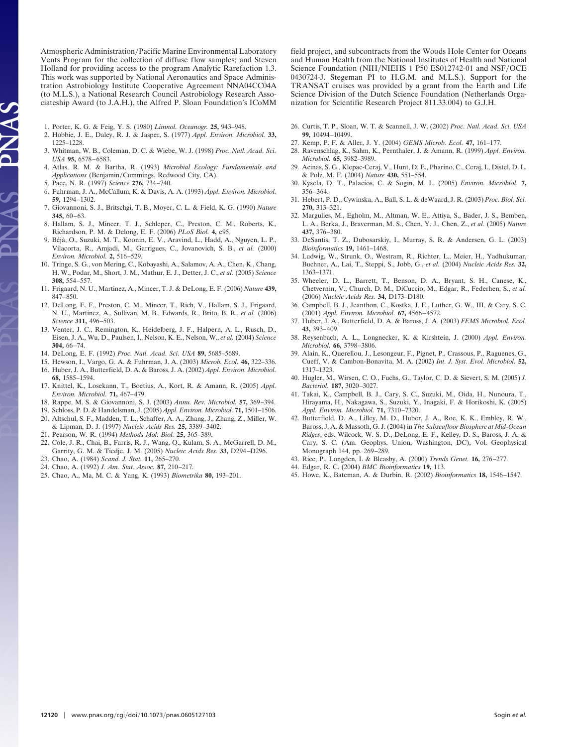Atmospheric Administration/Pacific Marine Environmental Laboratory Vents Program for the collection of diffuse flow samples; and Steven Holland for providing access to the program Analytic Rarefaction 1.3. This work was supported by National Aeronautics and Space Administration Astrobiology Institute Cooperative Agreement NNA04CC04A (to M.L.S.), a National Research Council Astrobiology Research Associateship Award (to J.A.H.), the Alfred P. Sloan Foundation's ICoMM field project, and subcontracts from the Woods Hole Center for Oceans and Human Health from the National Institutes of Health and National Science Foundation (NIH/NIEHS 1 P50 ES012742-01 and NSF/OCE 0430724-J. Stegeman PI to H.G.M. and M.L.S.). Support for the TRANSAT cruises was provided by a grant from the Earth and Life Science Division of the Dutch Science Foundation (Netherlands Organization for Scientific Research Project 811.33.004) to G.J.H.

1. Porter, K. G. & Feig, Y. S. (1980) *Limnol. Oceanogr.* **25,** 943–948.
2. Hobbie, J. E., Daley, R. J. & Jasper, S. (1977) *Appl. Environ. Microbiol.* **33,** 1225–1228.
3. Whitman, W. B., Coleman, D. C. & Wiebe, W. J. (1998) *Proc. Natl. Acad. Sci. USA* **95,** 6578–6583.
4. Atlas, R. M. & Bartha, R. (1993) *Microbial Ecology: Fundamentals and Applications* (Benjamin/Cummings, Redwood City, CA).
5. Pace, N. R. (1997) *Science* **276,** 734–740.
6. Fuhrman, J. A., McCallum, K. & Davis, A. A. (1993) *Appl. Environ. Microbiol.* **59,** 1294–1302.
7. Giovannoni, S. J., Britschgi, T. B., Moyer, C. L. & Field, K. G. (1990) *Nature* **345,** 60–63.
8. Hallam, S. J., Mincer, T. J., Schleper, C., Preston, C. M., Roberts, K., Richardson, P. M. & Delong, E. F. (2006) *PLoS Biol.* **4,** e95.
9. Béjà, O., Suzuki, M. T., Koonin, E. V., Aravind, L., Hadd, A., Nguyen, L. P., Vilacorta, R., Amjadi, M., Garrigues, C., Jovanovich, S. B., *et al.* (2000) *Environ. Microbiol.* **2,** 516–529.
10. Tringe, S. G., von Mering, C., Kobayashi, A., Salamov, A. A., Chen, K., Chang, H. W., Podar, M., Short, J. M., Mathur, E. J., Detter, J. C., *et al.* (2005) *Science* **308,** 554–557.
11. Frigaard, N. U., Martinez, A., Mincer, T. J. & DeLong, E. F. (2006) *Nature* **439,** 847–850.
12. DeLong, E. F., Preston, C. M., Mincer, T., Rich, V., Hallam, S. J., Frigaard, N. U., Martinez, A., Sullivan, M. B., Edwards, R., Brito, B. R., *et al.* (2006) *Science* **311,** 496–503.
13. Venter, J. C., Remington, K., Heidelberg, J. F., Halpern, A. L., Rusch, D., Eisen, J. A., Wu, D., Paulsen, I., Nelson, K. E., Nelson, W., *et al.* (2004) *Science* **304,** 66–74.
14. DeLong, E. F. (1992) *Proc. Natl. Acad. Sci. USA* **89,** 5685–5689.
15. Hewson, I., Vargo, G. A. & Fuhrman, J. A. (2003) *Microb. Ecol.* **46,** 322–336.
16. Huber, J. A., Butterfield, D. A. & Baross, J. A. (2002) *Appl. Environ. Microbiol.* **68,** 1585–1594.
17. Knittel, K., Losekann, T., Boetius, A., Kort, R. & Amann, R. (2005) *Appl. Environ. Microbiol.* **71,** 467–479.
18. Rappe, M. S. & Giovannoni, S. J. (2003) *Annu. Rev. Microbiol.* **57,** 369–394.
19. Schloss, P. D. & Handelsman, J. (2005) *Appl. Environ. Microbiol.* **71,** 1501–1506.
20. Altschul, S. F., Madden, T. L., Schaffer, A. A., Zhang, J., Zhang, Z., Miller, W. & Lipman, D. J. (1997) *Nucleic Acids Res.* **25,** 3389–3402.
21. Pearson, W. R. (1994) *Methods Mol. Biol.* **25,** 365–389.
22. Cole, J. R., Chai, B., Farris, R. J., Wang, Q., Kulam, S. A., McGarrell, D. M., Garrity, G. M. & Tiedje, J. M. (2005) *Nucleic Acids Res.* **33,** D294–D296.
23. Chao, A. (1984) *Scand. J. Stat.* **11,** 265–270.
24. Chao, A. (1992) *J. Am. Stat. Assoc.* **87,** 210–217.
25. Chao, A., Ma, M. C. & Yang, K. (1993) *Biometrika* **80,** 193–201.
26. Curtis, T. P., Sloan, W. T. & Scannell, J. W. (2002) *Proc. Natl. Acad. Sci. USA* **99,** 10494–10499.
27. Kemp, P. F. & Aller, J. Y. (2004) *GEMS Microb. Ecol.* **47,** 161–177.
28. Ravenschlag, K., Sahm, K., Pernthaler, J. & Amann, R. (1999) *Appl. Environ. Microbiol.* **65,** 3982–3989.
29. Acinas, S. G., Klepac-Ceraj, V., Hunt, D. E., Pharino, C., Ceraj, I., Distel, D. L. & Polz, M. F. (2004) *Nature* **430,** 551–554.
30. Kysela, D. T., Palacios, C. & Sogin, M. L. (2005) *Environ. Microbiol.* **7,** 356–364.
31. Hebert, P. D., Cywinska, A., Ball, S. L. & deWaard, J. R. (2003) *Proc. Biol. Sci.* **270,** 313–321.
32. Margulies, M., Egholm, M., Altman, W. E., Attiya, S., Bader, J. S., Bemben, L. A., Berka, J., Braverman, M. S., Chen, Y. J., Chen, Z., *et al.* (2005) *Nature* **437,** 376–380.
33. DeSantis, T. Z., Dubosarskiy, I., Murray, S. R. & Andersen, G. L. (2003) *Bioinformatics* **19,** 1461–1468.
34. Ludwig, W., Strunk, O., Westram, R., Richter, L., Meier, H., Yadhukumar, Buchner, A., Lai, T., Steppi, S., Jobb, G., *et al.* (2004) *Nucleic Acids Res.* **32,** 1363–1371.
35. Wheeler, D. L., Barrett, T., Benson, D. A., Bryant, S. H., Canese, K., Chetvernin, V., Church, D. M., DiCuccio, M., Edgar, R., Federhen, S., *et al.* (2006) *Nucleic Acids Res.* **34,** D173–D180.
36. Campbell, B. J., Jeanthon, C., Kostka, J. E., Luther, G. W., III, & Cary, S. C. (2001) *Appl. Environ. Microbiol.* **67,** 4566–4572.
37. Huber, J. A., Butterfield, D. A. & Baross, J. A. (2003) *FEMS Microbiol. Ecol.* **43,** 393–409.
38. Reysenbach, A. L., Longnecker, K. & Kirshtein, J. (2000) *Appl. Environ. Microbiol.* **66,** 3798–3806.
39. Alain, K., Querellou, J., Lesongeur, F., Pignet, P., Crassous, P., Raguenes, G., Cueff, V. & Cambon-Bonavita, M. A. (2002) *Int. J. Syst. Evol. Microbiol.* **52,** 1317–1323.
40. Hugler, M., Wirsen, C. O., Fuchs, G., Taylor, C. D. & Sievert, S. M. (2005) *J. Bacteriol.* **187,** 3020–3027.
41. Takai, K., Campbell, B. J., Cary, S. C., Suzuki, M., Oida, H., Nunoura, T., Hirayama, H., Nakagawa, S., Suzuki, Y., Inagaki, F. & Horikoshi, K. (2005) *Appl. Environ. Microbiol.* **71,** 7310–7320.
42. Butterfield, D. A., Lilley, M. D., Huber, J. A., Roe, K. K., Embley, R. W., Baross, J. A. & Massoth, G. J. (2004) in *The Subseafloor Biosphere at Mid-Ocean Ridges*, eds. Wilcock, W. S. D., DeLong, E. F., Kelley, D. S., Baross, J. A. & Cary, S. C. (Am. Geophys. Union, Washington, DC), Vol. Geophysical Monograph 144, pp. 269–289.
43. Rice, P., Longden, I. & Bleasby, A. (2000) *Trends Genet.* **16,** 276–277.
44. Edgar, R. C. (2004) *BMC Bioinformatics* **19,** 113.
45. Howe, K., Bateman, A. & Durbin, R. (2002) *Bioinformatics* **18,** 1546–1547.